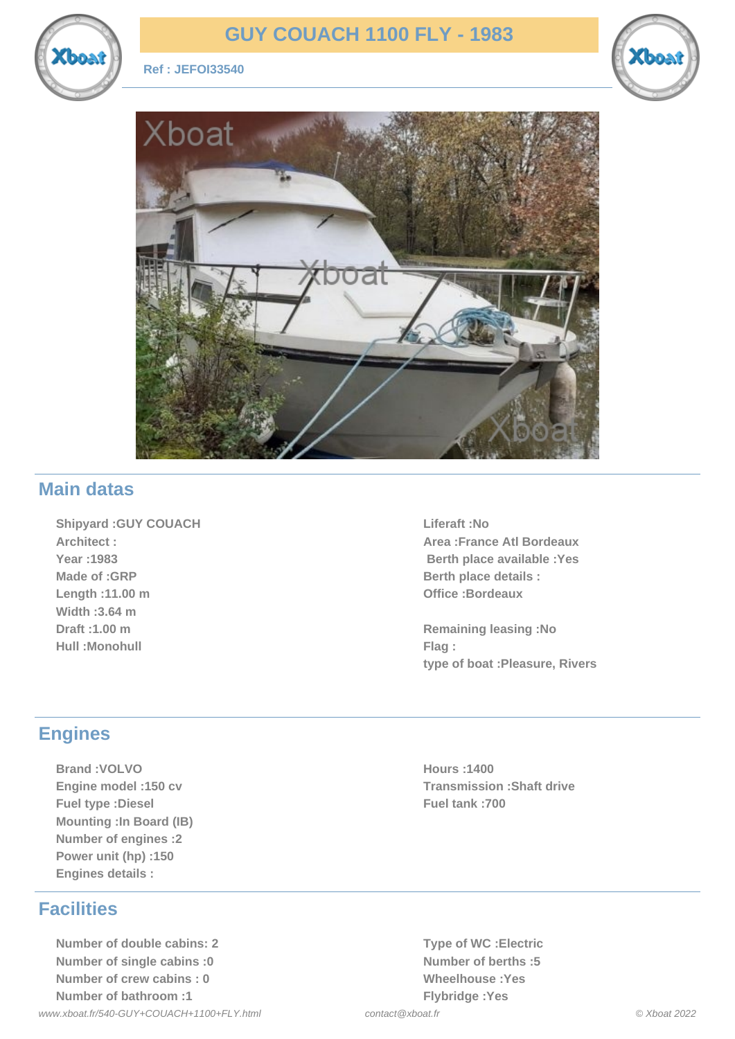# GUY COUACH 1100 FLY - 1983

**Ref : JEFOI33540**

## Main datas

Shipyard :GUY COUACH
Architect :
Year :1983
Made of :GRP
Length :11.00 m
Width :3.64 m
Draft :1.00 m
Hull :Monohull

Liferaft :No
Area :France Atl Bordeaux
Berth place available :Yes
Berth place details :
Office :Bordeaux

Remaining leasing :No
Flag :
type of boat :Pleasure, Rivers

## Engines

Brand :VOLVO
Engine model :150 cv
Fuel type :Diesel
Mounting :In Board (IB)
Number of engines :2
Power unit (hp) :150
Engines details :

Hours :1400
Transmission :Shaft drive
Fuel tank :700

## Facilities

Number of double cabins: 2
Number of single cabins :0
Number of crew cabins : 0
Number of bathroom :1

Type of WC :Electric
Number of berths :5
Wheelhouse :Yes
Flybridge :Yes

www.xboat.fr/540-GUY+COUACH+1100+FLY.html contact@xboat.fr © Xboat 2022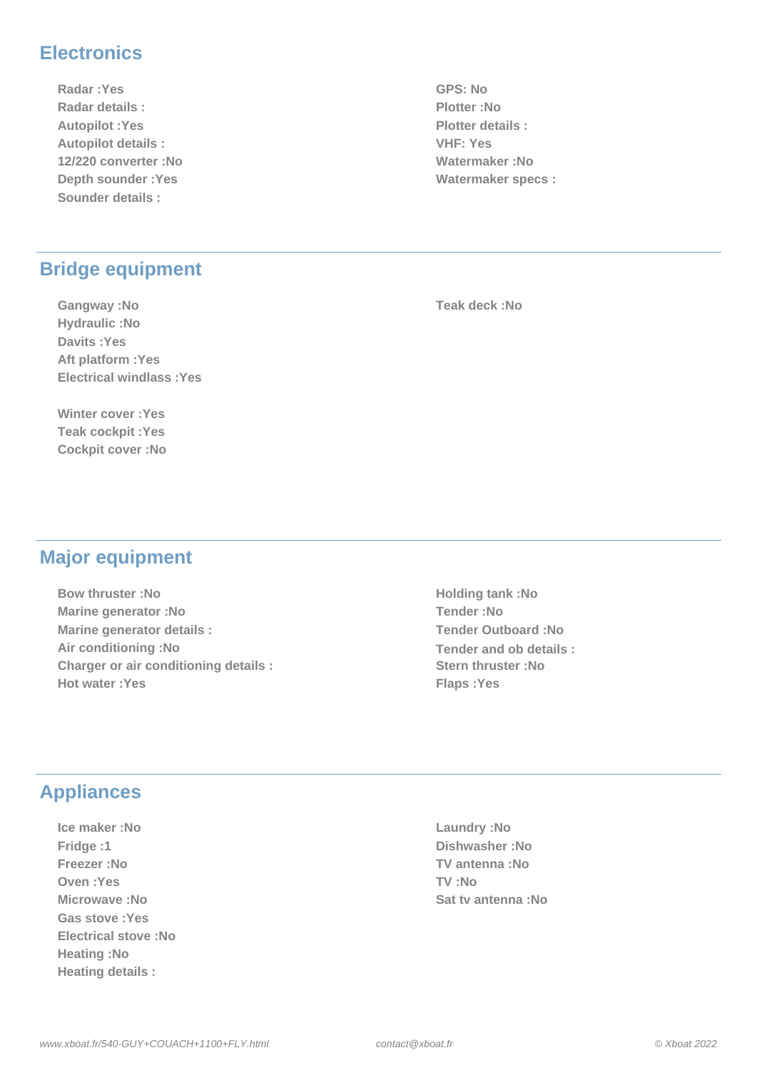## Electronics

**Radar :Yes**
**Radar details :**
**Autopilot :Yes**
**Autopilot details :**
**12/220 converter :No**
**Depth sounder :Yes**
**Sounder details :**

**GPS: No**
**Plotter :No**
**Plotter details :**
**VHF: Yes**
**Watermaker :No**
**Watermaker specs :**

## Bridge equipment

**Gangway :No**
**Hydraulic :No**
**Davits :Yes**
**Aft platform :Yes**
**Electrical windlass :Yes**

**Winter cover :Yes**
**Teak cockpit :Yes**
**Cockpit cover :No**

**Teak deck :No**

## Major equipment

**Bow thruster :No**
**Marine generator :No**
**Marine generator details :**
**Air conditioning :No**
**Charger or air conditioning details :**
**Hot water :Yes**

**Holding tank :No**
**Tender :No**
**Tender Outboard :No**
**Tender and ob details :**
**Stern thruster :No**
**Flaps :Yes**

## Appliances

**Ice maker :No**
**Fridge :1**
**Freezer :No**
**Oven :Yes**
**Microwave :No**
**Gas stove :Yes**
**Electrical stove :No**
**Heating :No**
**Heating details :**

**Laundry :No**
**Dishwasher :No**
**TV antenna :No**
**TV :No**
**Sat tv antenna :No**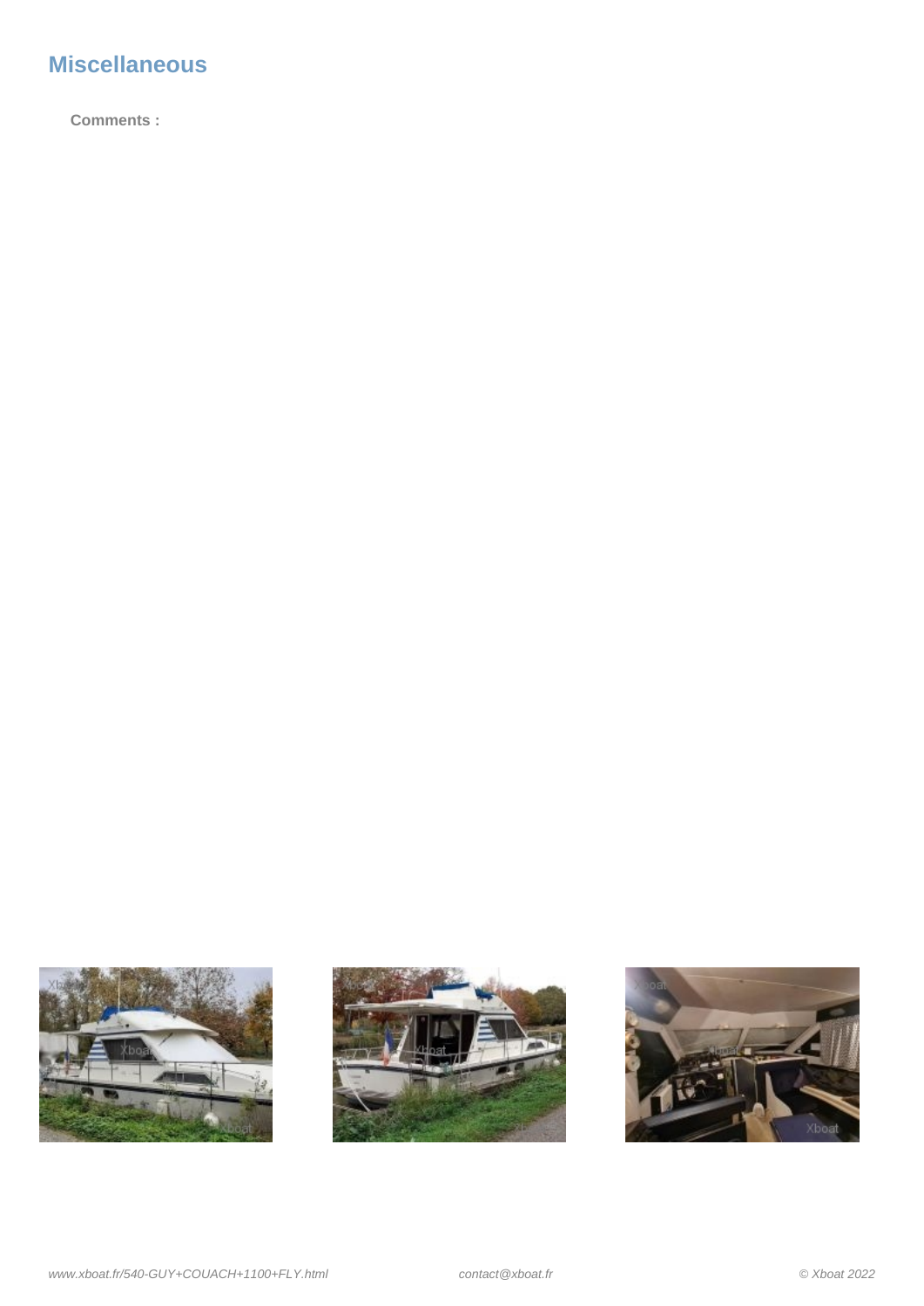## Miscellaneous

**Comments :**